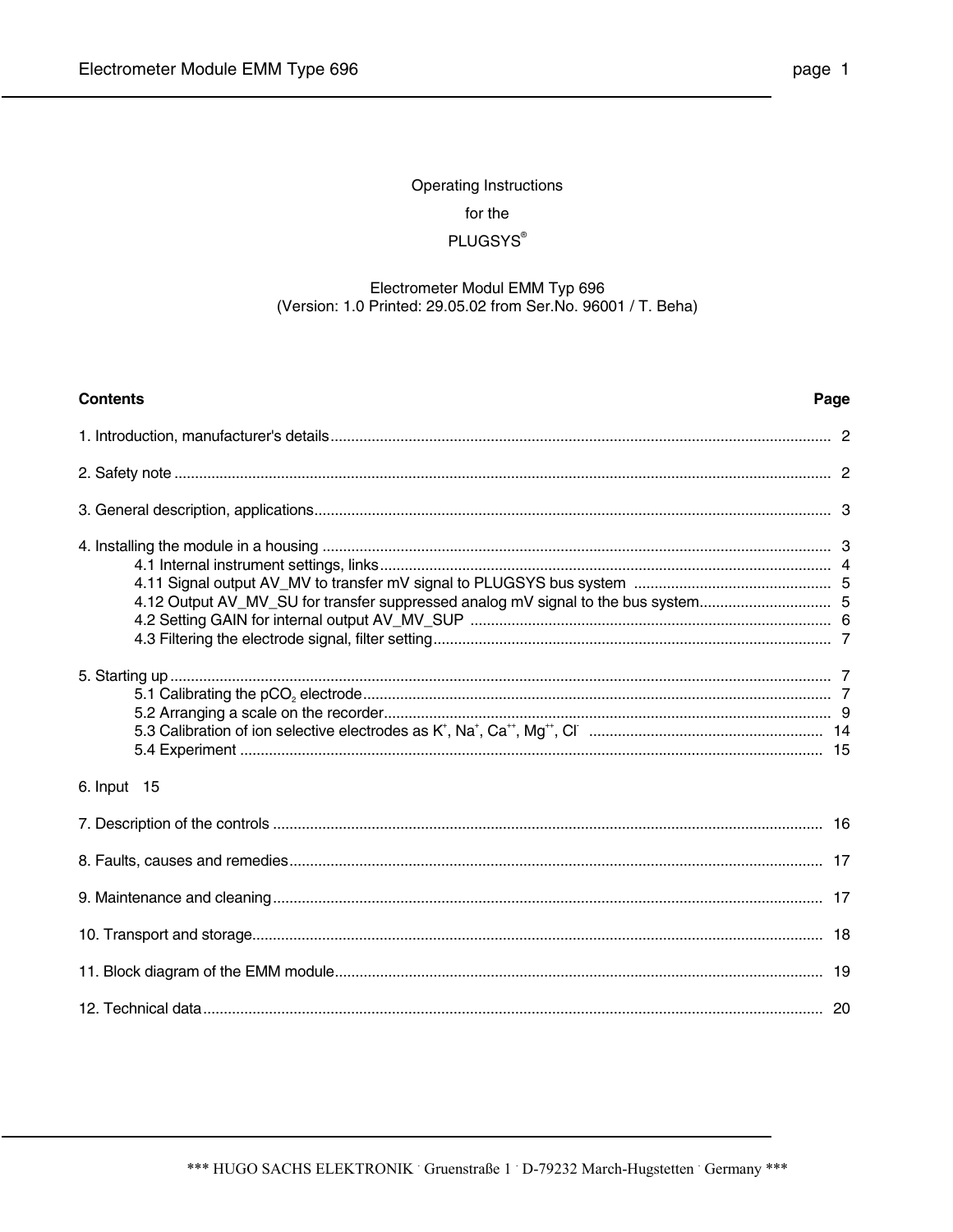Operating Instructions

for the

PLUGSYS®

Electrometer Modul EMM Typ 696
(Version: 1.0 Printed: 29.05.02 from Ser.No. 96001 / T. Beha)

| **Contents** | **Page** |
|---|---|
| 1. Introduction, manufacturer's details | 2 |
| 2. Safety note | 2 |
| 3. General description, applications | 3 |
| 4. Installing the module in a housing | 3 |
| 4.1 Internal instrument settings, links | 4 |
| 4.11 Signal output AV_MV to transfer mV signal to PLUGSYS bus system | 5 |
| 4.12 Output AV_MV_SU for transfer suppressed analog mV signal to the bus system | 5 |
| 4.2 Setting GAIN for internal output AV_MV_SUP | 6 |
| 4.3 Filtering the electrode signal, filter setting | 7 |
| 5. Starting up | 7 |
| 5.1 Calibrating the $pCO_2$ electrode | 7 |
| 5.2 Arranging a scale on the recorder | 9 |
| 5.3 Calibration of ion selective electrodes as $K^+$, $Na^+$, $Ca^{++}$, $Mg^{++}$, $Cl^-$ | 14 |
| 5.4 Experiment | 15 |
| 6. Input | 15 |
| 7. Description of the controls | 16 |
| 8. Faults, causes and remedies | 17 |
| 9. Maintenance and cleaning | 17 |
| 10. Transport and storage | 18 |
| 11. Block diagram of the EMM module | 19 |
| 12. Technical data | 20 |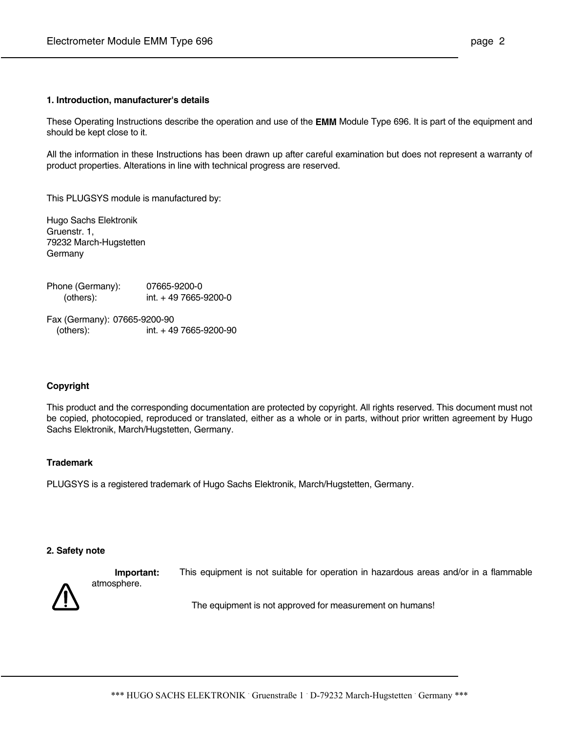## 1. Introduction, manufacturer's details

These Operating Instructions describe the operation and use of the **EMM** Module Type 696. It is part of the equipment and should be kept close to it.

All the information in these Instructions has been drawn up after careful examination but does not represent a warranty of product properties. Alterations in line with technical progress are reserved.

This PLUGSYS module is manufactured by:

Hugo Sachs Elektronik
Gruenstr. 1,
79232 March-Hugstetten
Germany

Phone (Germany): 07665-9200-0
(others): int. + 49 7665-9200-0

Fax (Germany): 07665-9200-90
(others): int. + 49 7665-9200-90

## Copyright

This product and the corresponding documentation are protected by copyright. All rights reserved. This document must not be copied, photocopied, reproduced or translated, either as a whole or in parts, without prior written agreement by Hugo Sachs Elektronik, March/Hugstetten, Germany.

## Trademark

PLUGSYS is a registered trademark of Hugo Sachs Elektronik, March/Hugstetten, Germany.

## 2. Safety note

**Important:** This equipment is not suitable for operation in hazardous areas and/or in a flammable atmosphere.

The equipment is not approved for measurement on humans!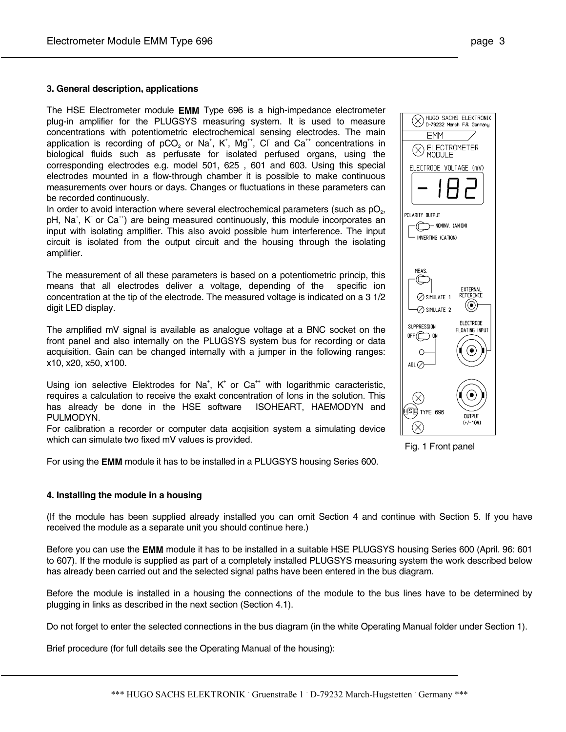## 3. General description, applications

The HSE Electrometer module **EMM** Type 696 is a high-impedance electrometer plug-in amplifier for the PLUGSYS measuring system. It is used to measure concentrations with potentiometric electrochemical sensing electrodes. The main application is recording of $pCO_2$ or $Na^+$, $K^+$, $Mg^{++}$, $Cl^-$ and $Ca^{++}$ concentrations in biological fluids such as perfusate for isolated perfused organs, using the corresponding electrodes e.g. model 501, 625 , 601 and 603. Using this special electrodes mounted in a flow-through chamber it is possible to make continuous measurements over hours or days. Changes or fluctuations in these parameters can be recorded continuously.
In order to avoid interaction where several electrochemical parameters (such as $pO_2$, pH, $Na^+$, $K^+$ or $Ca^{++}$) are being measured continuously, this module incorporates an input with isolating amplifier. This also avoid possible hum interference. The input circuit is isolated from the output circuit and the housing through the isolating amplifier.

The measurement of all these parameters is based on a potentiometric princip, this means that all electrodes deliver a voltage, depending of the specific ion concentration at the tip of the electrode. The measured voltage is indicated on a 3 1/2 digit LED display.

The amplified mV signal is available as analogue voltage at a BNC socket on the front panel and also internally on the PLUGSYS system bus for recording or data acquisition. Gain can be changed internally with a jumper in the following ranges: x10, x20, x50, x100.

Using ion selective Elektrodes for $Na^+$, $K^+$ or $Ca^{++}$ with logarithmic caracteristic, requires a calculation to receive the exakt concentration of Ions in the solution. This has already be done in the HSE software ISOHEART, HAEMODYN and PULMODYN.
For calibration a recorder or computer data acqisition system a simulating device which can simulate two fixed mV values is provided.

For using the **EMM** module it has to be installed in a PLUGSYS housing Series 600.

Fig. 1 Front panel

## 4. Installing the module in a housing

(If the module has been supplied already installed you can omit Section 4 and continue with Section 5. If you have received the module as a separate unit you should continue here.)

Before you can use the **EMM** module it has to be installed in a suitable HSE PLUGSYS housing Series 600 (April. 96: 601 to 607). If the module is supplied as part of a completely installed PLUGSYS measuring system the work described below has already been carried out and the selected signal paths have been entered in the bus diagram.

Before the module is installed in a housing the connections of the module to the bus lines have to be determined by plugging in links as described in the next section (Section 4.1).

Do not forget to enter the selected connections in the bus diagram (in the white Operating Manual folder under Section 1).

Brief procedure (for full details see the Operating Manual of the housing):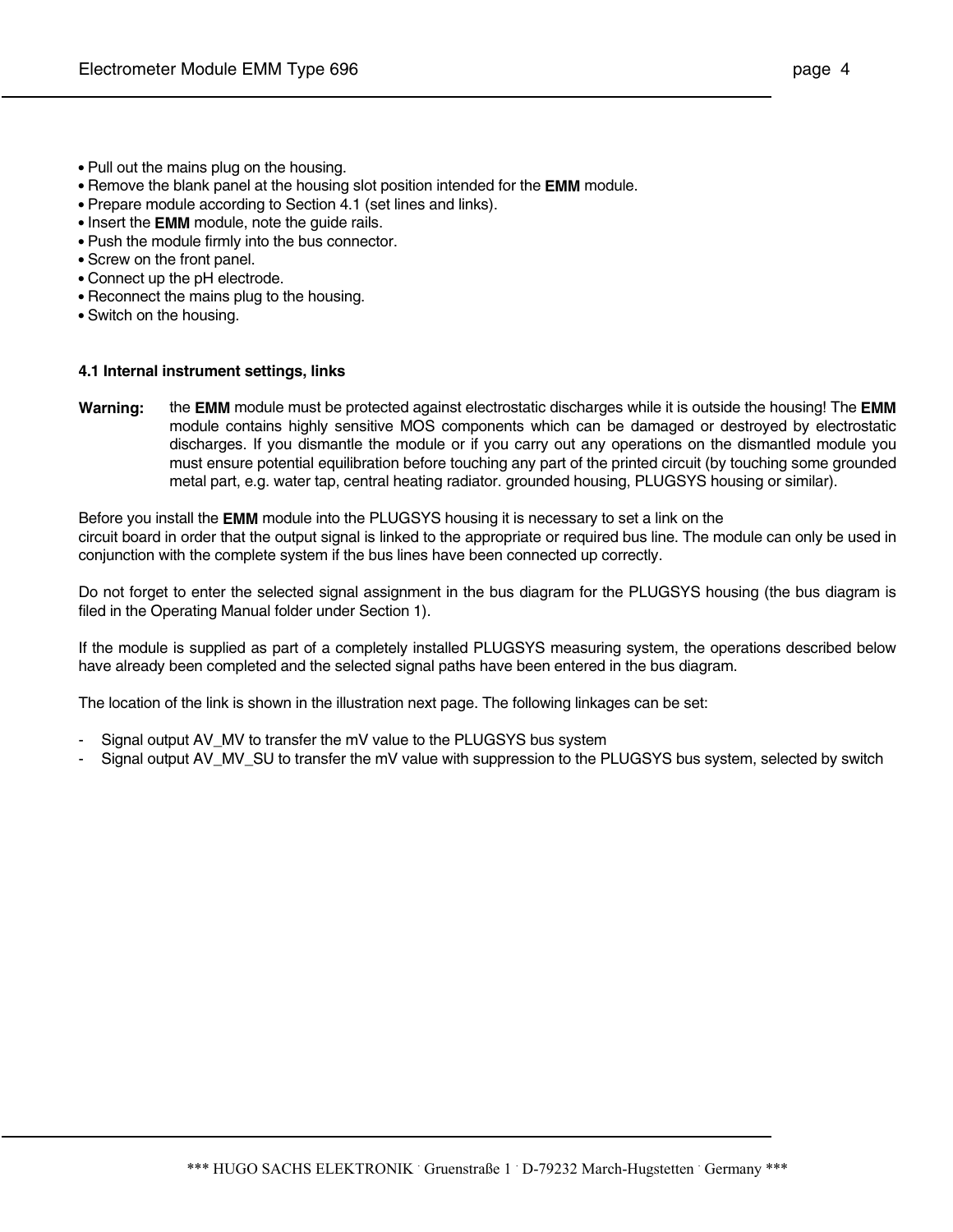- Pull out the mains plug on the housing.
- Remove the blank panel at the housing slot position intended for the **EMM** module.
- Prepare module according to Section 4.1 (set lines and links).
- Insert the **EMM** module, note the guide rails.
- Push the module firmly into the bus connector.
- Screw on the front panel.
- Connect up the pH electrode.
- Reconnect the mains plug to the housing.
- Switch on the housing.

### 4.1 Internal instrument settings, links

**Warning:** the **EMM** module must be protected against electrostatic discharges while it is outside the housing! The **EMM** module contains highly sensitive MOS components which can be damaged or destroyed by electrostatic discharges. If you dismantle the module or if you carry out any operations on the dismantled module you must ensure potential equilibration before touching any part of the printed circuit (by touching some grounded metal part, e.g. water tap, central heating radiator. grounded housing, PLUGSYS housing or similar).

Before you install the **EMM** module into the PLUGSYS housing it is necessary to set a link on the circuit board in order that the output signal is linked to the appropriate or required bus line. The module can only be used in conjunction with the complete system if the bus lines have been connected up correctly.

Do not forget to enter the selected signal assignment in the bus diagram for the PLUGSYS housing (the bus diagram is filed in the Operating Manual folder under Section 1).

If the module is supplied as part of a completely installed PLUGSYS measuring system, the operations described below have already been completed and the selected signal paths have been entered in the bus diagram.

The location of the link is shown in the illustration next page. The following linkages can be set:

- Signal output AV_MV to transfer the mV value to the PLUGSYS bus system
- Signal output AV_MV_SU to transfer the mV value with suppression to the PLUGSYS bus system, selected by switch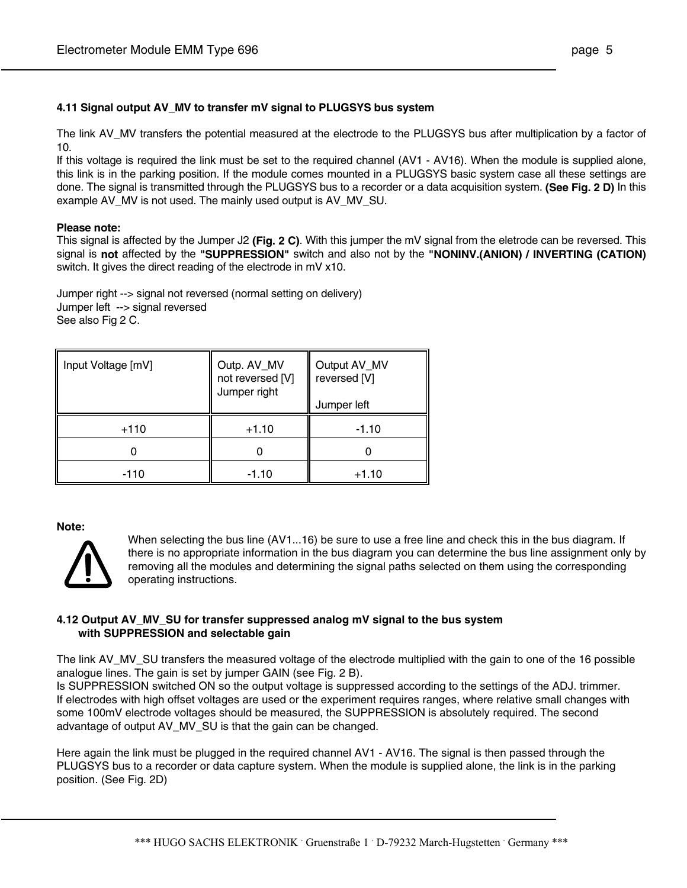### 4.11 Signal output AV_MV to transfer mV signal to PLUGSYS bus system

The link AV_MV transfers the potential measured at the electrode to the PLUGSYS bus after multiplication by a factor of 10.
If this voltage is required the link must be set to the required channel (AV1 - AV16). When the module is supplied alone, this link is in the parking position. If the module comes mounted in a PLUGSYS basic system case all these settings are done. The signal is transmitted through the PLUGSYS bus to a recorder or a data acquisition system. **(See Fig. 2 D)** In this example AV_MV is not used. The mainly used output is AV_MV_SU.

**Please note:**
This signal is affected by the Jumper J2 **(Fig. 2 C)**. With this jumper the mV signal from the eletrode can be reversed. This signal is **not** affected by the **"SUPPRESSION"** switch and also not by the **"NONINV.(ANION) / INVERTING (CATION)** switch. It gives the direct reading of the electrode in mV x10.

Jumper right --> signal not reversed (normal setting on delivery)
Jumper left --> signal reversed
See also Fig 2 C.

| Input Voltage [mV] | Outp. AV_MV not reversed [V] Jumper right | Output AV_MV reversed [V] Jumper left |
|---|---|---|
| +110 | +1.10 | -1.10 |
| 0 | 0 | 0 |
| -110 | -1.10 | +1.10 |

**Note:**

When selecting the bus line (AV1...16) be sure to use a free line and check this in the bus diagram. If there is no appropriate information in the bus diagram you can determine the bus line assignment only by removing all the modules and determining the signal paths selected on them using the corresponding operating instructions.

### 4.12 Output AV_MV_SU for transfer suppressed analog mV signal to the bus system with SUPPRESSION and selectable gain

The link AV_MV_SU transfers the measured voltage of the electrode multiplied with the gain to one of the 16 possible analogue lines. The gain is set by jumper GAIN (see Fig. 2 B).
Is SUPPRESSION switched ON so the output voltage is suppressed according to the settings of the ADJ. trimmer.
If electrodes with high offset voltages are used or the experiment requires ranges, where relative small changes with some 100mV electrode voltages should be measured, the SUPPRESSION is absolutely required. The second advantage of output AV_MV_SU is that the gain can be changed.

Here again the link must be plugged in the required channel AV1 - AV16. The signal is then passed through the PLUGSYS bus to a recorder or data capture system. When the module is supplied alone, the link is in the parking position. (See Fig. 2D)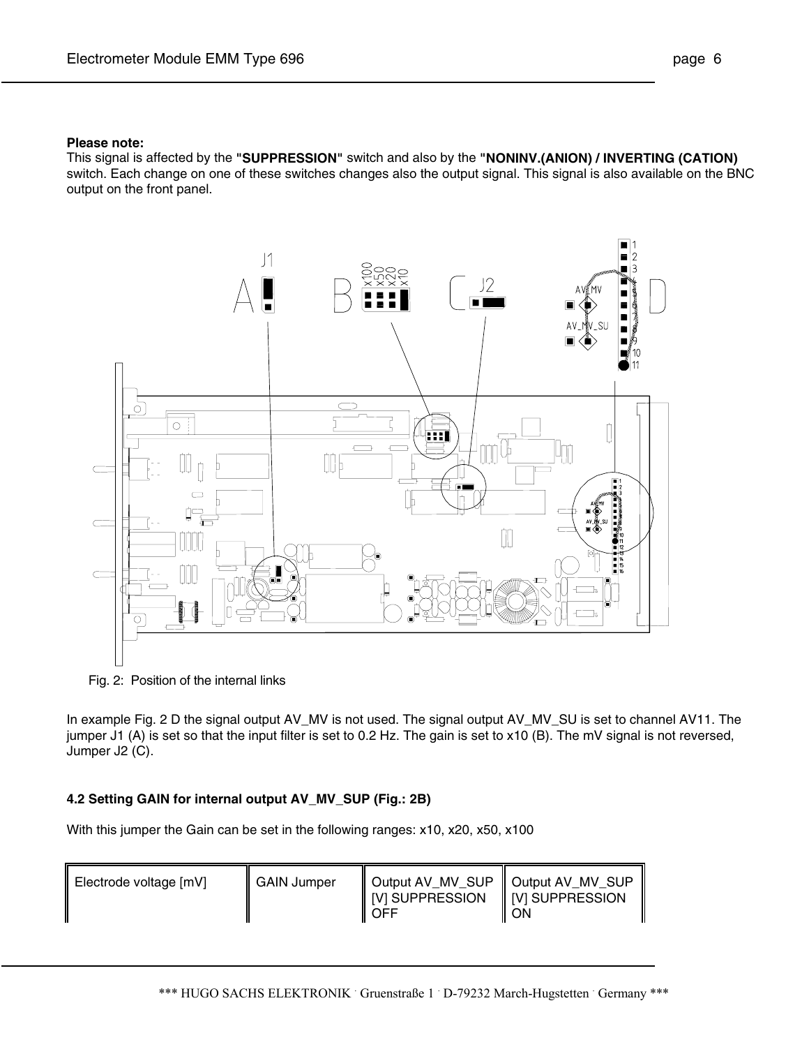**Please note:**
This signal is affected by the **"SUPPRESSION"** switch and also by the **"NONINV.(ANION) / INVERTING (CATION)** switch. Each change on one of these switches changes also the output signal. This signal is also available on the BNC output on the front panel.

Fig. 2: Position of the internal links

In example Fig. 2 D the signal output AV_MV is not used. The signal output AV_MV_SU is set to channel AV11. The jumper J1 (A) is set so that the input filter is set to 0.2 Hz. The gain is set to x10 (B). The mV signal is not reversed, Jumper J2 (C).

### 4.2 Setting GAIN for internal output AV_MV_SUP (Fig.: 2B)

With this jumper the Gain can be set in the following ranges: x10, x20, x50, x100

| Electrode voltage [mV] | GAIN Jumper | Output AV_MV_SUP [V] SUPPRESSION OFF | Output AV_MV_SUP [V] SUPPRESSION ON |
|---|---|---|---|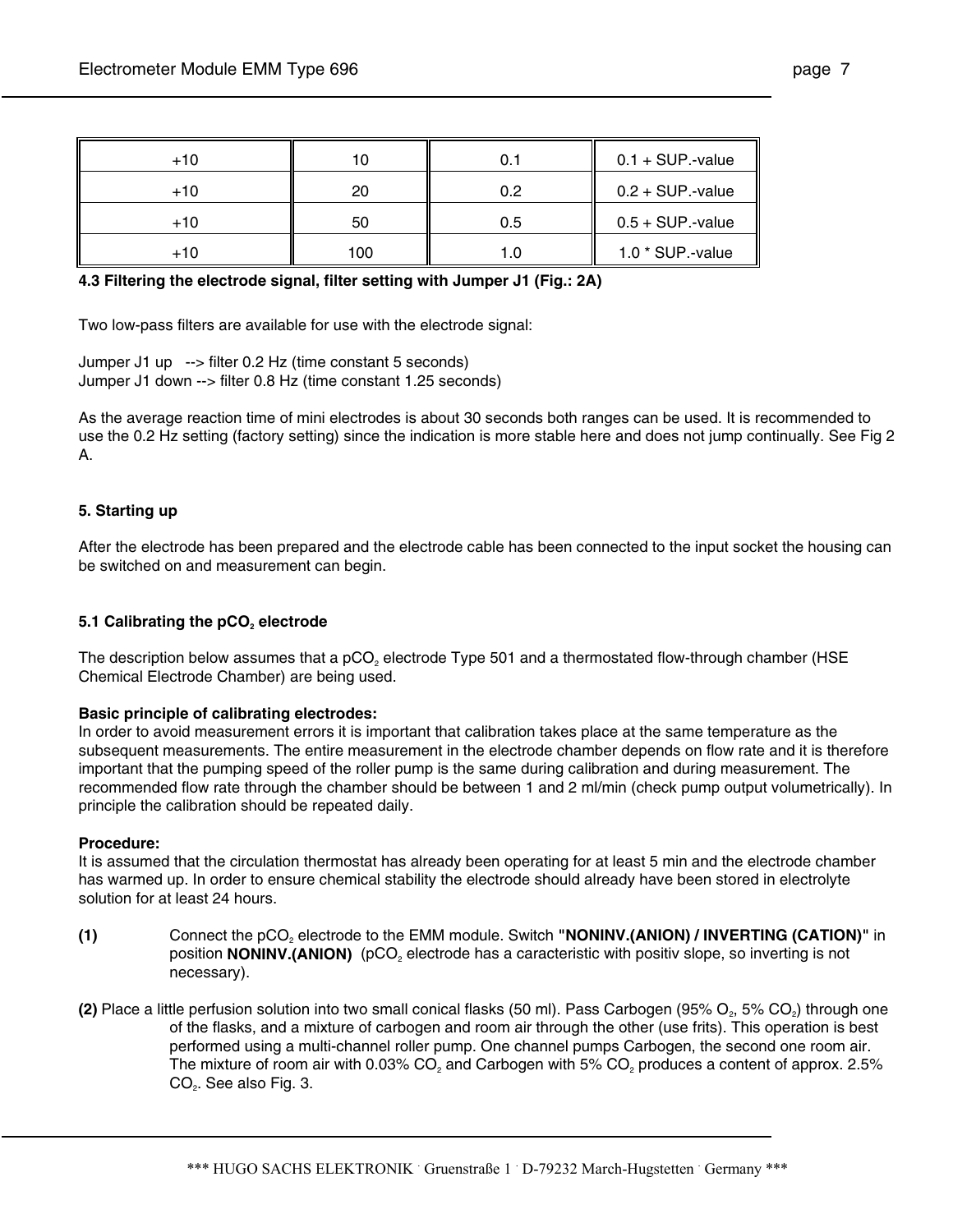| | | | |
|---|---|---|---|
| +10 | 10 | 0.1 | 0.1 + SUP.-value |
| +10 | 20 | 0.2 | 0.2 + SUP.-value |
| +10 | 50 | 0.5 | 0.5 + SUP.-value |
| +10 | 100 | 1.0 | 1.0 * SUP.-value |

**4.3 Filtering the electrode signal, filter setting with Jumper J1 (Fig.: 2A)**

Two low-pass filters are available for use with the electrode signal:

Jumper J1 up --> filter 0.2 Hz (time constant 5 seconds)
Jumper J1 down --> filter 0.8 Hz (time constant 1.25 seconds)

As the average reaction time of mini electrodes is about 30 seconds both ranges can be used. It is recommended to use the 0.2 Hz setting (factory setting) since the indication is more stable here and does not jump continually. See Fig 2 A.

**5. Starting up**

After the electrode has been prepared and the electrode cable has been connected to the input socket the housing can be switched on and measurement can begin.

**5.1 Calibrating the p$CO_2$ electrode**

The description below assumes that a p$CO_2$ electrode Type 501 and a thermostated flow-through chamber (HSE Chemical Electrode Chamber) are being used.

**Basic principle of calibrating electrodes:**
In order to avoid measurement errors it is important that calibration takes place at the same temperature as the subsequent measurements. The entire measurement in the electrode chamber depends on flow rate and it is therefore important that the pumping speed of the roller pump is the same during calibration and during measurement. The recommended flow rate through the chamber should be between 1 and 2 ml/min (check pump output volumetrically). In principle the calibration should be repeated daily.

**Procedure:**
It is assumed that the circulation thermostat has already been operating for at least 5 min and the electrode chamber has warmed up. In order to ensure chemical stability the electrode should already have been stored in electrolyte solution for at least 24 hours.

**(1)** Connect the p$CO_2$ electrode to the EMM module. Switch **"NONINV.(ANION) / INVERTING (CATION)"** in position **NONINV.(ANION)** (p$CO_2$ electrode has a caracteristic with positiv slope, so inverting is not necessary).

**(2)** Place a little perfusion solution into two small conical flasks (50 ml). Pass Carbogen (95% $O_2$, 5% $CO_2$) through one of the flasks, and a mixture of carbogen and room air through the other (use frits). This operation is best performed using a multi-channel roller pump. One channel pumps Carbogen, the second one room air. The mixture of room air with 0.03% $CO_2$ and Carbogen with 5% $CO_2$ produces a content of approx. 2.5% $CO_2$. See also Fig. 3.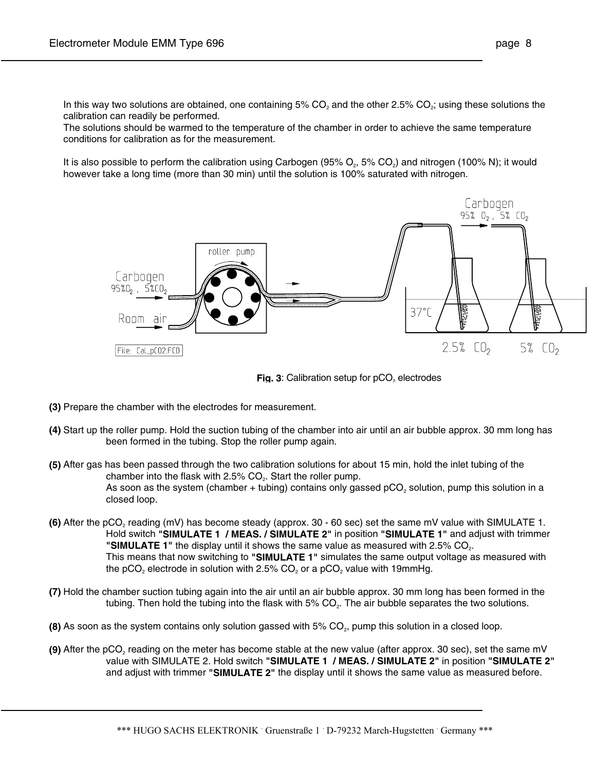In this way two solutions are obtained, one containing 5% $CO_2$ and the other 2.5% $CO_2$; using these solutions the calibration can readily be performed.
The solutions should be warmed to the temperature of the chamber in order to achieve the same temperature conditions for calibration as for the measurement.

It is also possible to perform the calibration using Carbogen (95% $O_2$, 5% $CO_2$) and nitrogen (100% N); it would however take a long time (more than 30 min) until the solution is 100% saturated with nitrogen.

**Fig. 3**: Calibration setup for $pCO_2$ electrodes

**(3)** Prepare the chamber with the electrodes for measurement.

**(4)** Start up the roller pump. Hold the suction tubing of the chamber into air until an air bubble approx. 30 mm long has been formed in the tubing. Stop the roller pump again.

**(5)** After gas has been passed through the two calibration solutions for about 15 min, hold the inlet tubing of the chamber into the flask with 2.5% $CO_2$. Start the roller pump.
As soon as the system (chamber + tubing) contains only gassed $pCO_2$ solution, pump this solution in a closed loop.

**(6)** After the $pCO_2$ reading (mV) has become steady (approx. 30 - 60 sec) set the same mV value with SIMULATE 1.
Hold switch "**SIMULATE 1 / MEAS. / SIMULATE 2**" in position "**SIMULATE 1**" and adjust with trimmer "**SIMULATE 1**" the display until it shows the same value as measured with 2.5% $CO_2$.
This means that now switching to "**SIMULATE 1**" simulates the same output voltage as measured with the $pCO_2$ electrode in solution with 2.5% $CO_2$ or a $pCO_2$ value with 19mmHg.

**(7)** Hold the chamber suction tubing again into the air until an air bubble approx. 30 mm long has been formed in the tubing. Then hold the tubing into the flask with 5% $CO_2$. The air bubble separates the two solutions.

**(8)** As soon as the system contains only solution gassed with 5% $CO_2$, pump this solution in a closed loop.

**(9)** After the $pCO_2$ reading on the meter has become stable at the new value (after approx. 30 sec), set the same mV value with SIMULATE 2. Hold switch "**SIMULATE 1 / MEAS. / SIMULATE 2**" in position "**SIMULATE 2**" and adjust with trimmer "**SIMULATE 2**" the display until it shows the same value as measured before.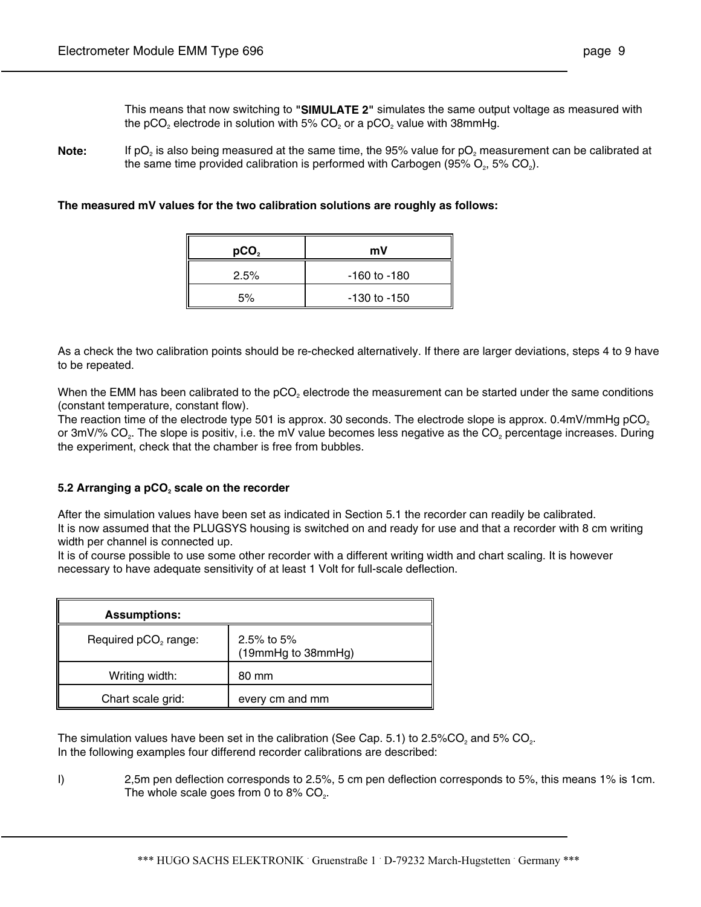This means that now switching to **"SIMULATE 2"** simulates the same output voltage as measured with the $pCO_2$ electrode in solution with 5% $CO_2$ or a $pCO_2$ value with 38mmHg.

**Note:** If $pO_2$ is also being measured at the same time, the 95% value for $pO_2$ measurement can be calibrated at the same time provided calibration is performed with Carbogen (95% $O_2$, 5% $CO_2$).

**The measured mV values for the two calibration solutions are roughly as follows:**

| $pCO_2$ | mV |
|---|---|
| 2.5% | -160 to -180 |
| 5% | -130 to -150 |

As a check the two calibration points should be re-checked alternatively. If there are larger deviations, steps 4 to 9 have to be repeated.

When the EMM has been calibrated to the $pCO_2$ electrode the measurement can be started under the same conditions (constant temperature, constant flow).
The reaction time of the electrode type 501 is approx. 30 seconds. The electrode slope is approx. 0.4mV/mmHg $pCO_2$ or 3mV/% $CO_2$. The slope is positiv, i.e. the mV value becomes less negative as the $CO_2$ percentage increases. During the experiment, check that the chamber is free from bubbles.

### 5.2 Arranging a $pCO_2$ scale on the recorder

After the simulation values have been set as indicated in Section 5.1 the recorder can readily be calibrated.
It is now assumed that the PLUGSYS housing is switched on and ready for use and that a recorder with 8 cm writing width per channel is connected up.
It is of course possible to use some other recorder with a different writing width and chart scaling. It is however necessary to have adequate sensitivity of at least 1 Volt for full-scale deflection.

| **Assumptions:** | |
|---|---|
| Required $pCO_2$ range: | 2.5% to 5% (19mmHg to 38mmHg) |
| Writing width: | 80 mm |
| Chart scale grid: | every cm and mm |

The simulation values have been set in the calibration (See Cap. 5.1) to 2.5%$CO_2$ and 5% $CO_2$.
In the following examples four differend recorder calibrations are described:

I) 2,5m pen deflection corresponds to 2.5%, 5 cm pen deflection corresponds to 5%, this means 1% is 1cm. The whole scale goes from 0 to 8% $CO_2$.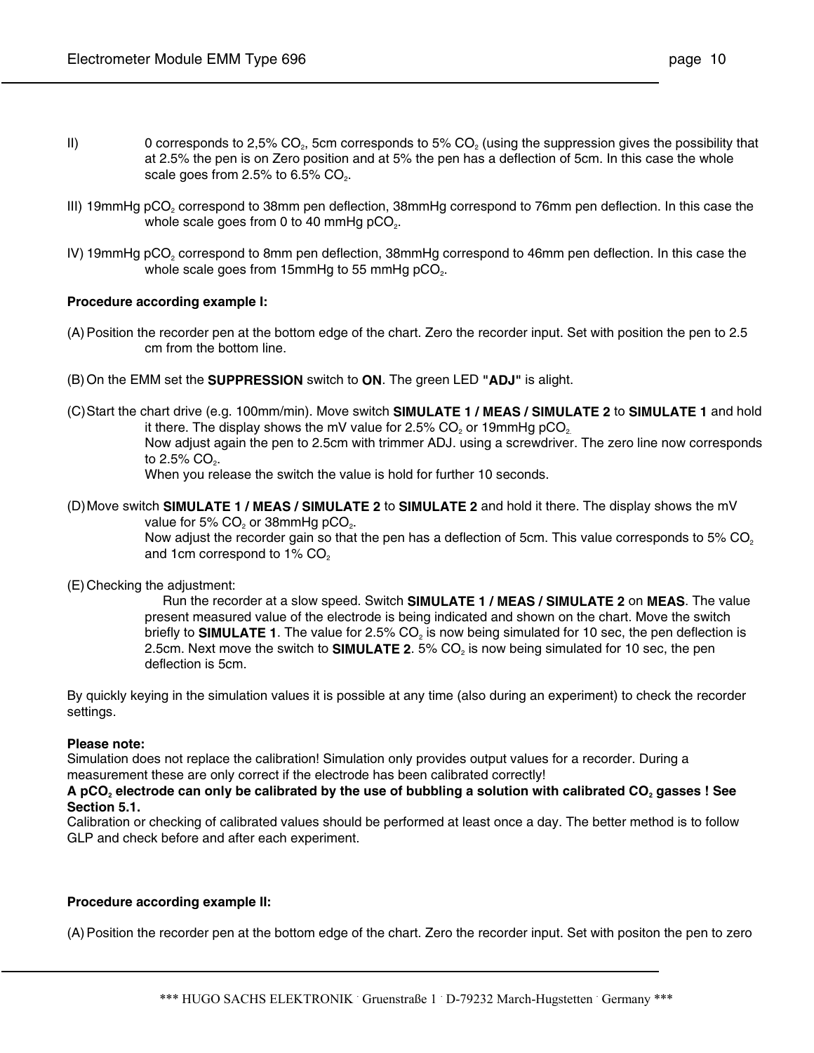II) 0 corresponds to 2,5% $CO_2$, 5cm corresponds to 5% $CO_2$ (using the suppression gives the possibility that at 2.5% the pen is on Zero position and at 5% the pen has a deflection of 5cm. In this case the whole scale goes from 2.5% to 6.5% $CO_2$.

III) 19mmHg $pCO_2$ correspond to 38mm pen deflection, 38mmHg correspond to 76mm pen deflection. In this case the whole scale goes from 0 to 40 mmHg $pCO_2$.

IV) 19mmHg $pCO_2$ correspond to 8mm pen deflection, 38mmHg correspond to 46mm pen deflection. In this case the whole scale goes from 15mmHg to 55 mmHg $pCO_2$.

**Procedure according example I:**

(A) Position the recorder pen at the bottom edge of the chart. Zero the recorder input. Set with position the pen to 2.5 cm from the bottom line.

(B) On the EMM set the **SUPPRESSION** switch to **ON**. The green LED **"ADJ"** is alight.

(C) Start the chart drive (e.g. 100mm/min). Move switch **SIMULATE 1 / MEAS / SIMULATE 2** to **SIMULATE 1** and hold it there. The display shows the mV value for 2.5% $CO_2$ or 19mmHg $pCO_2$.
Now adjust again the pen to 2.5cm with trimmer ADJ. using a screwdriver. The zero line now corresponds to 2.5% $CO_2$.
When you release the switch the value is hold for further 10 seconds.

(D) Move switch **SIMULATE 1 / MEAS / SIMULATE 2** to **SIMULATE 2** and hold it there. The display shows the mV value for 5% $CO_2$ or 38mmHg $pCO_2$.
Now adjust the recorder gain so that the pen has a deflection of 5cm. This value corresponds to 5% $CO_2$ and 1cm correspond to 1% $CO_2$

(E) Checking the adjustment:
Run the recorder at a slow speed. Switch **SIMULATE 1 / MEAS / SIMULATE 2** on **MEAS**. The value present measured value of the electrode is being indicated and shown on the chart. Move the switch briefly to **SIMULATE 1**. The value for 2.5% $CO_2$ is now being simulated for 10 sec, the pen deflection is 2.5cm. Next move the switch to **SIMULATE 2**. 5% $CO_2$ is now being simulated for 10 sec, the pen deflection is 5cm.

By quickly keying in the simulation values it is possible at any time (also during an experiment) to check the recorder settings.

**Please note:**
Simulation does not replace the calibration! Simulation only provides output values for a recorder. During a measurement these are only correct if the electrode has been calibrated correctly!
**A $pCO_2$ electrode can only be calibrated by the use of bubbling a solution with calibrated $CO_2$ gasses ! See Section 5.1.**
Calibration or checking of calibrated values should be performed at least once a day. The better method is to follow GLP and check before and after each experiment.

**Procedure according example II:**

(A) Position the recorder pen at the bottom edge of the chart. Zero the recorder input. Set with positon the pen to zero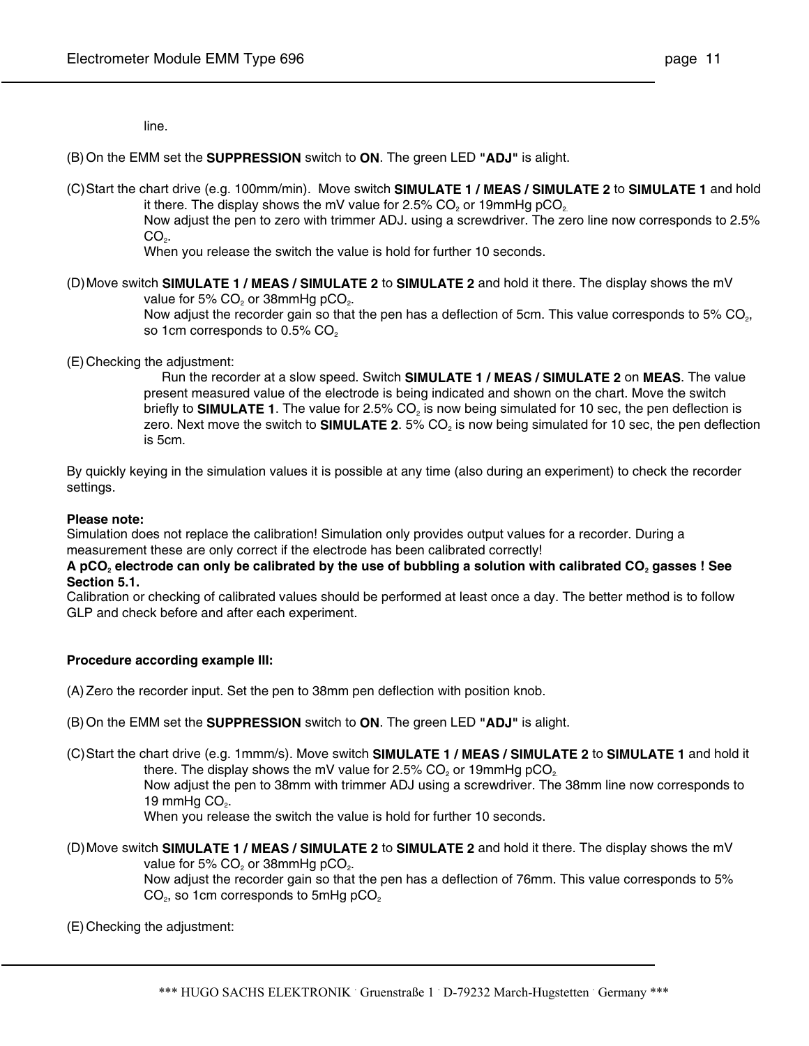line.

(B) On the EMM set the **SUPPRESSION** switch to **ON**. The green LED **"ADJ"** is alight.

(C) Start the chart drive (e.g. 100mm/min). Move switch **SIMULATE 1 / MEAS / SIMULATE 2** to **SIMULATE 1** and hold it there. The display shows the mV value for 2.5% $CO_2$ or 19mmHg $pCO_2$.
Now adjust the pen to zero with trimmer ADJ. using a screwdriver. The zero line now corresponds to 2.5% $CO_2$.
When you release the switch the value is hold for further 10 seconds.

(D) Move switch **SIMULATE 1 / MEAS / SIMULATE 2** to **SIMULATE 2** and hold it there. The display shows the mV value for 5% $CO_2$ or 38mmHg $pCO_2$.
Now adjust the recorder gain so that the pen has a deflection of 5cm. This value corresponds to 5% $CO_2$, so 1cm corresponds to 0.5% $CO_2$

(E) Checking the adjustment:
Run the recorder at a slow speed. Switch **SIMULATE 1 / MEAS / SIMULATE 2** on **MEAS**. The value present measured value of the electrode is being indicated and shown on the chart. Move the switch briefly to **SIMULATE 1**. The value for 2.5% $CO_2$ is now being simulated for 10 sec, the pen deflection is zero. Next move the switch to **SIMULATE 2**. 5% $CO_2$ is now being simulated for 10 sec, the pen deflection is 5cm.

By quickly keying in the simulation values it is possible at any time (also during an experiment) to check the recorder settings.

**Please note:**
Simulation does not replace the calibration! Simulation only provides output values for a recorder. During a measurement these are only correct if the electrode has been calibrated correctly!
**A $pCO_2$ electrode can only be calibrated by the use of bubbling a solution with calibrated $CO_2$ gasses ! See Section 5.1.**
Calibration or checking of calibrated values should be performed at least once a day. The better method is to follow GLP and check before and after each experiment.

**Procedure according example III:**

(A) Zero the recorder input. Set the pen to 38mm pen deflection with position knob.

(B) On the EMM set the **SUPPRESSION** switch to **ON**. The green LED **"ADJ"** is alight.

(C) Start the chart drive (e.g. 1mmm/s). Move switch **SIMULATE 1 / MEAS / SIMULATE 2** to **SIMULATE 1** and hold it there. The display shows the mV value for 2.5% $CO_2$ or 19mmHg $pCO_2$.
Now adjust the pen to 38mm with trimmer ADJ using a screwdriver. The 38mm line now corresponds to 19 mmHg $CO_2$.
When you release the switch the value is hold for further 10 seconds.

(D) Move switch **SIMULATE 1 / MEAS / SIMULATE 2** to **SIMULATE 2** and hold it there. The display shows the mV value for 5% $CO_2$ or 38mmHg $pCO_2$.
Now adjust the recorder gain so that the pen has a deflection of 76mm. This value corresponds to 5% $CO_2$, so 1cm corresponds to 5mHg $pCO_2$

(E) Checking the adjustment: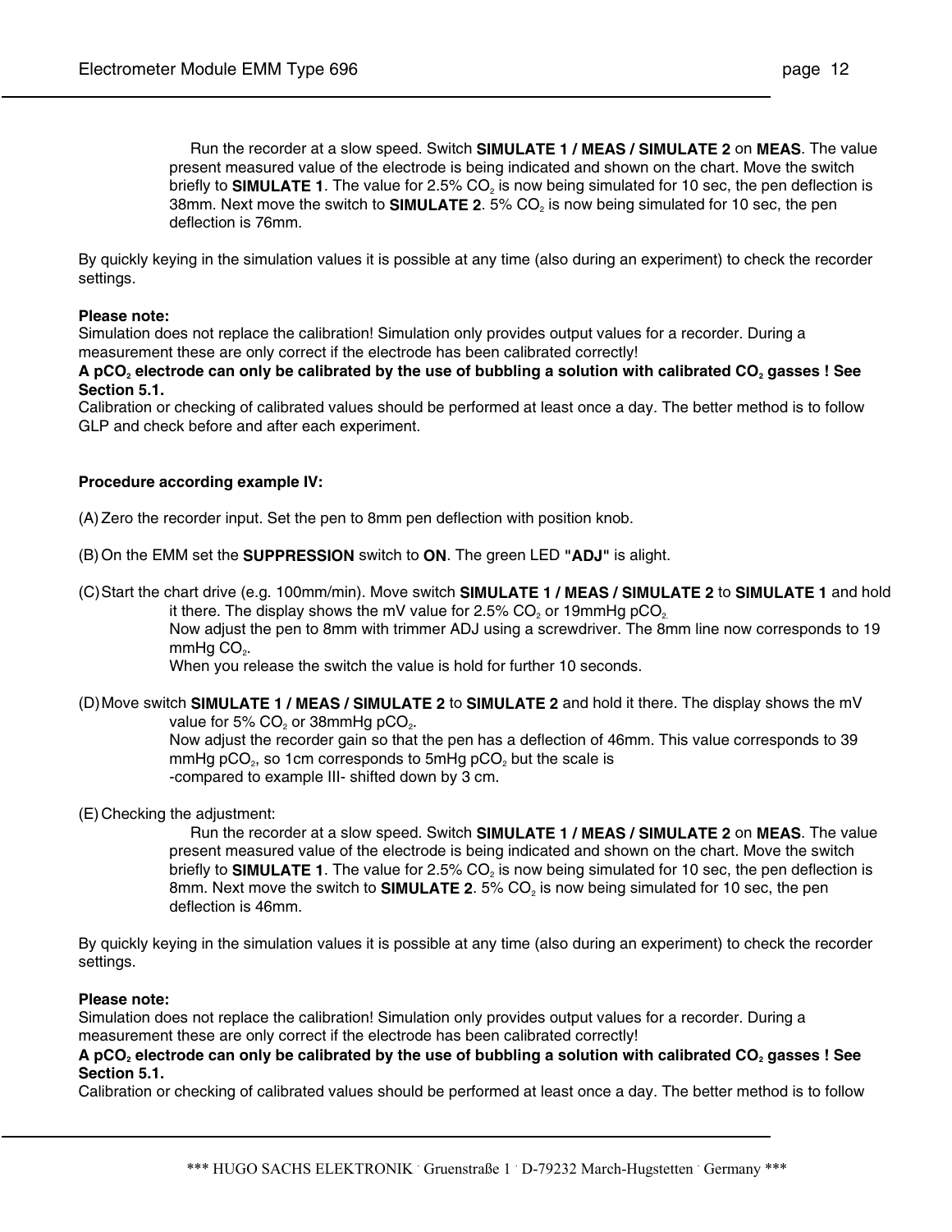Run the recorder at a slow speed. Switch **SIMULATE 1 / MEAS / SIMULATE 2** on **MEAS**. The value present measured value of the electrode is being indicated and shown on the chart. Move the switch briefly to **SIMULATE 1**. The value for 2.5% $CO_2$ is now being simulated for 10 sec, the pen deflection is 38mm. Next move the switch to **SIMULATE 2**. 5% $CO_2$ is now being simulated for 10 sec, the pen deflection is 76mm.

By quickly keying in the simulation values it is possible at any time (also during an experiment) to check the recorder settings.

**Please note:**
Simulation does not replace the calibration! Simulation only provides output values for a recorder. During a measurement these are only correct if the electrode has been calibrated correctly!
**A $pCO_2$ electrode can only be calibrated by the use of bubbling a solution with calibrated $CO_2$ gasses ! See Section 5.1.**
Calibration or checking of calibrated values should be performed at least once a day. The better method is to follow GLP and check before and after each experiment.

**Procedure according example IV:**

(A) Zero the recorder input. Set the pen to 8mm pen deflection with position knob.

(B) On the EMM set the **SUPPRESSION** switch to **ON**. The green LED **"ADJ"** is alight.

(C) Start the chart drive (e.g. 100mm/min). Move switch **SIMULATE 1 / MEAS / SIMULATE 2** to **SIMULATE 1** and hold it there. The display shows the mV value for 2.5% $CO_2$ or 19mmHg $pCO_2$.
Now adjust the pen to 8mm with trimmer ADJ using a screwdriver. The 8mm line now corresponds to 19 mmHg $CO_2$.
When you release the switch the value is hold for further 10 seconds.

(D) Move switch **SIMULATE 1 / MEAS / SIMULATE 2** to **SIMULATE 2** and hold it there. The display shows the mV value for 5% $CO_2$ or 38mmHg $pCO_2$.
Now adjust the recorder gain so that the pen has a deflection of 46mm. This value corresponds to 39 mmHg $pCO_2$, so 1cm corresponds to 5mHg $pCO_2$ but the scale is
-compared to example III- shifted down by 3 cm.

(E) Checking the adjustment:
Run the recorder at a slow speed. Switch **SIMULATE 1 / MEAS / SIMULATE 2** on **MEAS**. The value present measured value of the electrode is being indicated and shown on the chart. Move the switch briefly to **SIMULATE 1**. The value for 2.5% $CO_2$ is now being simulated for 10 sec, the pen deflection is 8mm. Next move the switch to **SIMULATE 2**. 5% $CO_2$ is now being simulated for 10 sec, the pen deflection is 46mm.

By quickly keying in the simulation values it is possible at any time (also during an experiment) to check the recorder settings.

**Please note:**
Simulation does not replace the calibration! Simulation only provides output values for a recorder. During a measurement these are only correct if the electrode has been calibrated correctly!
**A $pCO_2$ electrode can only be calibrated by the use of bubbling a solution with calibrated $CO_2$ gasses ! See Section 5.1.**
Calibration or checking of calibrated values should be performed at least once a day. The better method is to follow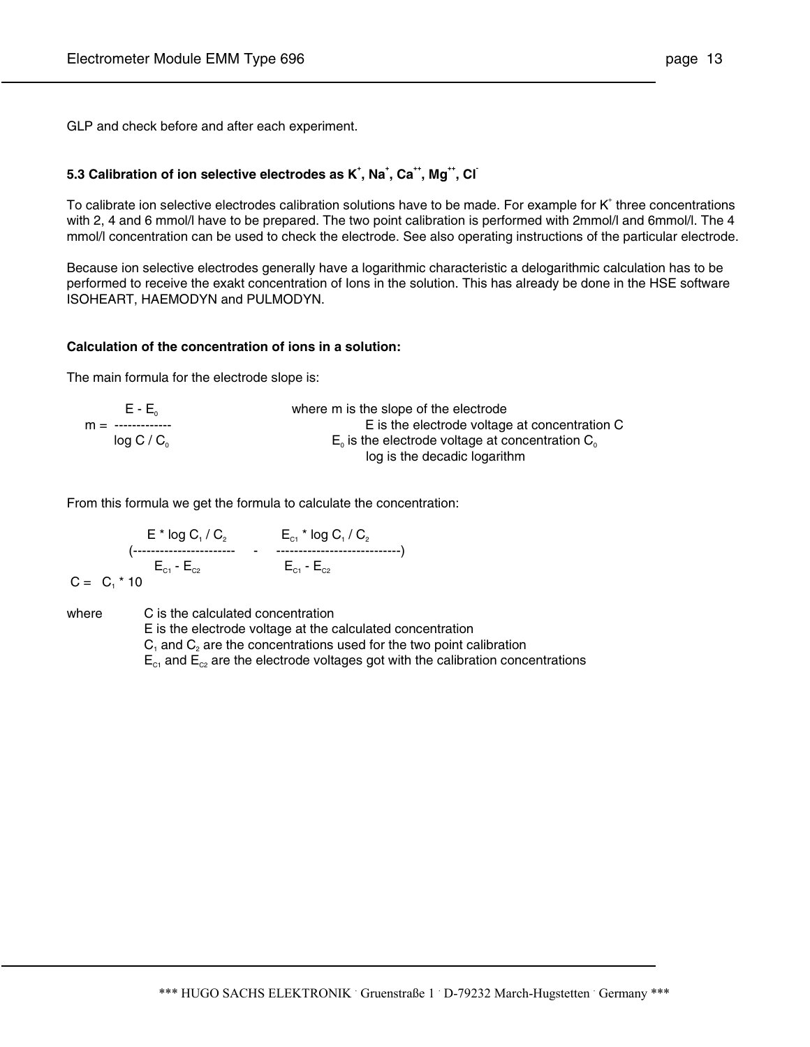GLP and check before and after each experiment.

### 5.3 Calibration of ion selective electrodes as $K^+$, $Na^+$, $Ca^{++}$, $Mg^{++}$, $Cl^-$

To calibrate ion selective electrodes calibration solutions have to be made. For example for $K^+$ three concentrations with 2, 4 and 6 mmol/l have to be prepared. The two point calibration is performed with 2mmol/l and 6mmol/l. The 4 mmol/l concentration can be used to check the electrode. See also operating instructions of the particular electrode.

Because ion selective electrodes generally have a logarithmic characteristic a delogarithmic calculation has to be performed to receive the exakt concentration of Ions in the solution. This has already be done in the HSE software ISOHEART, HAEMODYN and PULMODYN.

**Calculation of the concentration of ions in a solution:**

The main formula for the electrode slope is:

$$m = \frac{E - E_0}{\log C / C_0}$$

where m is the slope of the electrode
E is the electrode voltage at concentration C
$E_0$ is the electrode voltage at concentration $C_0$
log is the decadic logarithm

From this formula we get the formula to calculate the concentration:

$$C = C_1 * 10^{\left(\frac{E * \log C_1 / C_2}{E_{C1} - E_{C2}} - \frac{E_{C1} * \log C_1 / C_2}{E_{C1} - E_{C2}}\right)}$$

where
C is the calculated concentration
E is the electrode voltage at the calculated concentration
$C_1$ and $C_2$ are the concentrations used for the two point calibration
$E_{C1}$ and $E_{C2}$ are the electrode voltages got with the calibration concentrations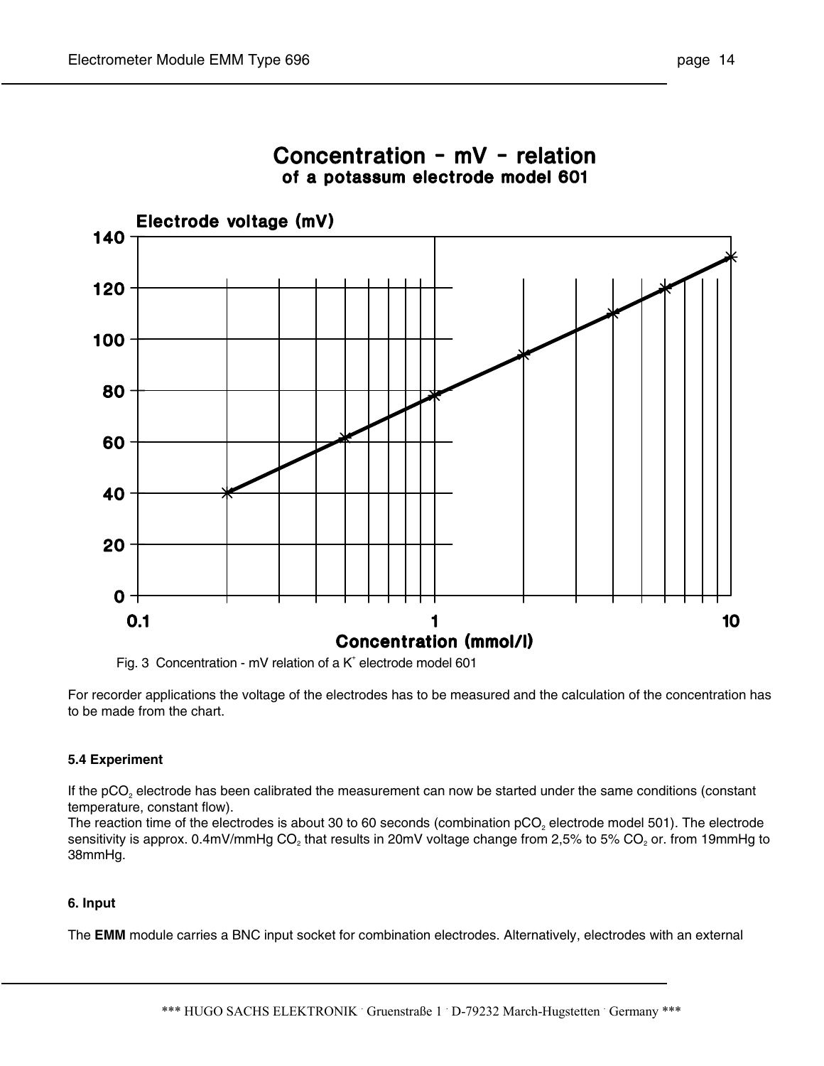**Concentration - mV - relation**
**of a potassum electrode model 601**

Fig. 3 Concentration - mV relation of a $K^+$ electrode model 601

For recorder applications the voltage of the electrodes has to be measured and the calculation of the concentration has to be made from the chart.

### 5.4 Experiment

If the $pCO_2$ electrode has been calibrated the measurement can now be started under the same conditions (constant temperature, constant flow).

The reaction time of the electrodes is about 30 to 60 seconds (combination $pCO_2$ electrode model 501). The electrode sensitivity is approx. 0.4mV/mmHg $CO_2$ that results in 20mV voltage change from 2,5% to 5% $CO_2$ or. from 19mmHg to 38mmHg.

## 6. Input

The **EMM** module carries a BNC input socket for combination electrodes. Alternatively, electrodes with an external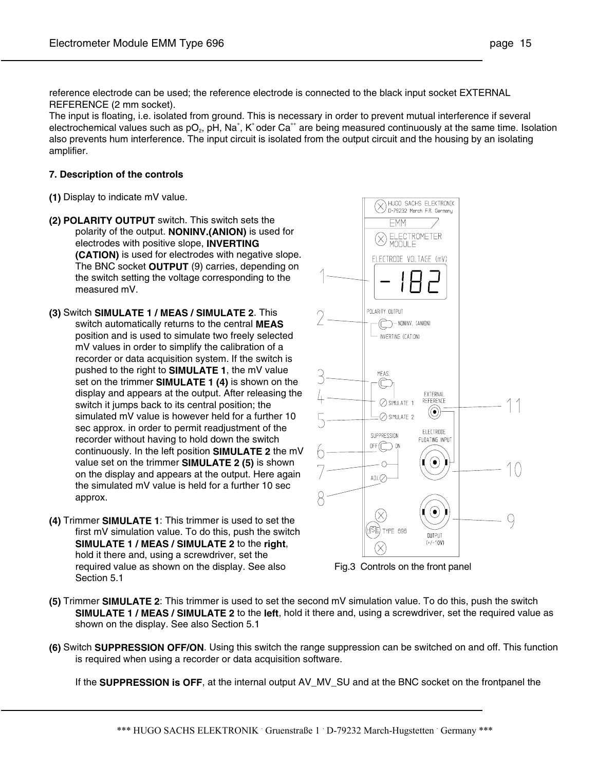reference electrode can be used; the reference electrode is connected to the black input socket EXTERNAL REFERENCE (2 mm socket).
The input is floating, i.e. isolated from ground. This is necessary in order to prevent mutual interference if several electrochemical values such as $pO_2$, pH, $Na^+$, $K^+$ oder $Ca^{++}$ are being measured continuously at the same time. Isolation also prevents hum interference. The input circuit is isolated from the output circuit and the housing by an isolating amplifier.

**7. Description of the controls**

**(1)** Display to indicate mV value.

**(2) POLARITY OUTPUT** switch. This switch sets the polarity of the output. **NONINV.(ANION)** is used for electrodes with positive slope, **INVERTING (CATION)** is used for electrodes with negative slope. The BNC socket **OUTPUT** (9) carries, depending on the switch setting the voltage corresponding to the measured mV.

**(3)** Switch **SIMULATE 1 / MEAS / SIMULATE 2**. This switch automatically returns to the central **MEAS** position and is used to simulate two freely selected mV values in order to simplify the calibration of a recorder or data acquisition system. If the switch is pushed to the right to **SIMULATE 1**, the mV value set on the trimmer **SIMULATE 1 (4)** is shown on the display and appears at the output. After releasing the switch it jumps back to its central position; the simulated mV value is however held for a further 10 sec approx. in order to permit readjustment of the recorder without having to hold down the switch continuously. In the left position **SIMULATE 2** the mV value set on the trimmer **SIMULATE 2 (5)** is shown on the display and appears at the output. Here again the simulated mV value is held for a further 10 sec approx.

**(4)** Trimmer **SIMULATE 1**: This trimmer is used to set the first mV simulation value. To do this, push the switch **SIMULATE 1 / MEAS / SIMULATE 2** to the **right**, hold it there and, using a screwdriver, set the required value as shown on the display. See also Section 5.1

Fig.3 Controls on the front panel

**(5)** Trimmer **SIMULATE 2**: This trimmer is used to set the second mV simulation value. To do this, push the switch **SIMULATE 1 / MEAS / SIMULATE 2** to the **left**, hold it there and, using a screwdriver, set the required value as shown on the display. See also Section 5.1

**(6)** Switch **SUPPRESSION OFF/ON**. Using this switch the range suppression can be switched on and off. This function is required when using a recorder or data acquisition software.

If the **SUPPRESSION is OFF**, at the internal output AV_MV_SU and at the BNC socket on the frontpanel the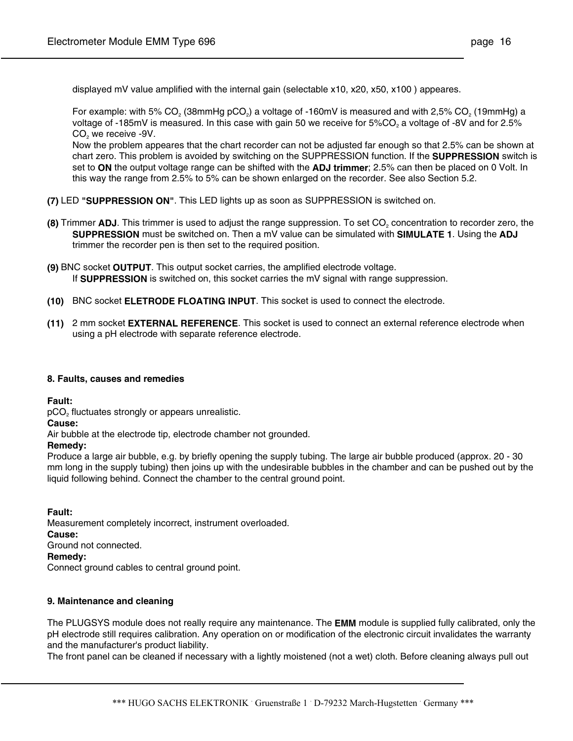displayed mV value amplified with the internal gain (selectable x10, x20, x50, x100 ) appeares.

For example: with 5% $CO_2$ (38mmHg $pCO_2$) a voltage of -160mV is measured and with 2,5% $CO_2$ (19mmHg) a voltage of -185mV is measured. In this case with gain 50 we receive for 5%$CO_2$ a voltage of -8V and for 2.5% $CO_2$ we receive -9V.
Now the problem appeares that the chart recorder can not be adjusted far enough so that 2.5% can be shown at chart zero. This problem is avoided by switching on the SUPPRESSION function. If the **SUPPRESSION** switch is set to **ON** the output voltage range can be shifted with the **ADJ trimmer**; 2.5% can then be placed on 0 Volt. In this way the range from 2.5% to 5% can be shown enlarged on the recorder. See also Section 5.2.

**(7)** LED **"SUPPRESSION ON"**. This LED lights up as soon as SUPPRESSION is switched on.

**(8)** Trimmer **ADJ**. This trimmer is used to adjust the range suppression. To set $CO_2$ concentration to recorder zero, the **SUPPRESSION** must be switched on. Then a mV value can be simulated with **SIMULATE 1**. Using the **ADJ** trimmer the recorder pen is then set to the required position.

**(9)** BNC socket **OUTPUT**. This output socket carries, the amplified electrode voltage.
If **SUPPRESSION** is switched on, this socket carries the mV signal with range suppression.

**(10)** BNC socket **ELETRODE FLOATING INPUT**. This socket is used to connect the electrode.

**(11)** 2 mm socket **EXTERNAL REFERENCE**. This socket is used to connect an external reference electrode when using a pH electrode with separate reference electrode.

## 8. Faults, causes and remedies

**Fault:**
$pCO_2$ fluctuates strongly or appears unrealistic.
**Cause:**
Air bubble at the electrode tip, electrode chamber not grounded.
**Remedy:**
Produce a large air bubble, e.g. by briefly opening the supply tubing. The large air bubble produced (approx. 20 - 30 mm long in the supply tubing) then joins up with the undesirable bubbles in the chamber and can be pushed out by the liquid following behind. Connect the chamber to the central ground point.

**Fault:**
Measurement completely incorrect, instrument overloaded.
**Cause:**
Ground not connected.
**Remedy:**
Connect ground cables to central ground point.

## 9. Maintenance and cleaning

The PLUGSYS module does not really require any maintenance. The **EMM** module is supplied fully calibrated, only the pH electrode still requires calibration. Any operation on or modification of the electronic circuit invalidates the warranty and the manufacturer's product liability.
The front panel can be cleaned if necessary with a lightly moistened (not a wet) cloth. Before cleaning always pull out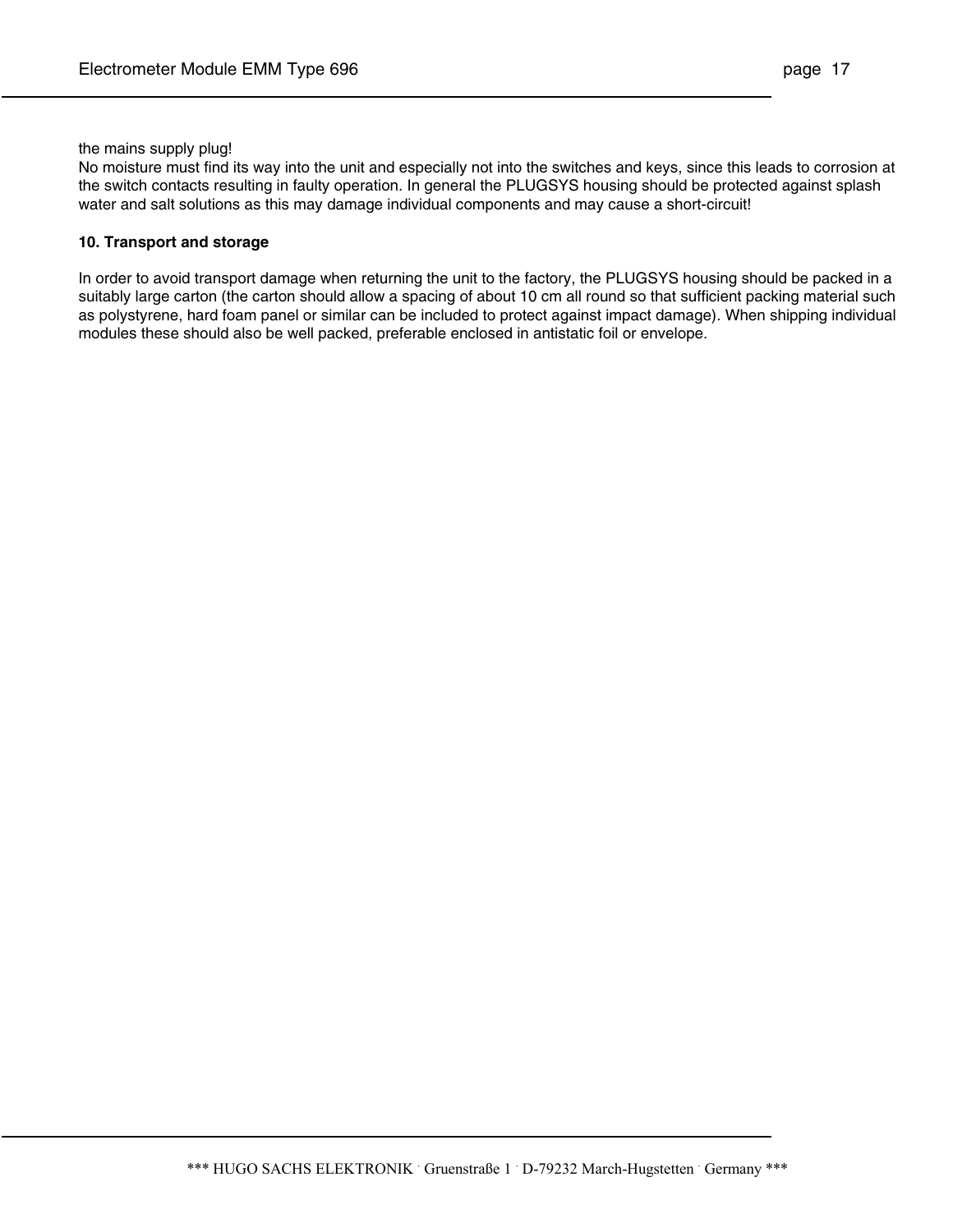the mains supply plug!
No moisture must find its way into the unit and especially not into the switches and keys, since this leads to corrosion at the switch contacts resulting in faulty operation. In general the PLUGSYS housing should be protected against splash water and salt solutions as this may damage individual components and may cause a short-circuit!

**10. Transport and storage**

In order to avoid transport damage when returning the unit to the factory, the PLUGSYS housing should be packed in a suitably large carton (the carton should allow a spacing of about 10 cm all round so that sufficient packing material such as polystyrene, hard foam panel or similar can be included to protect against impact damage). When shipping individual modules these should also be well packed, preferable enclosed in antistatic foil or envelope.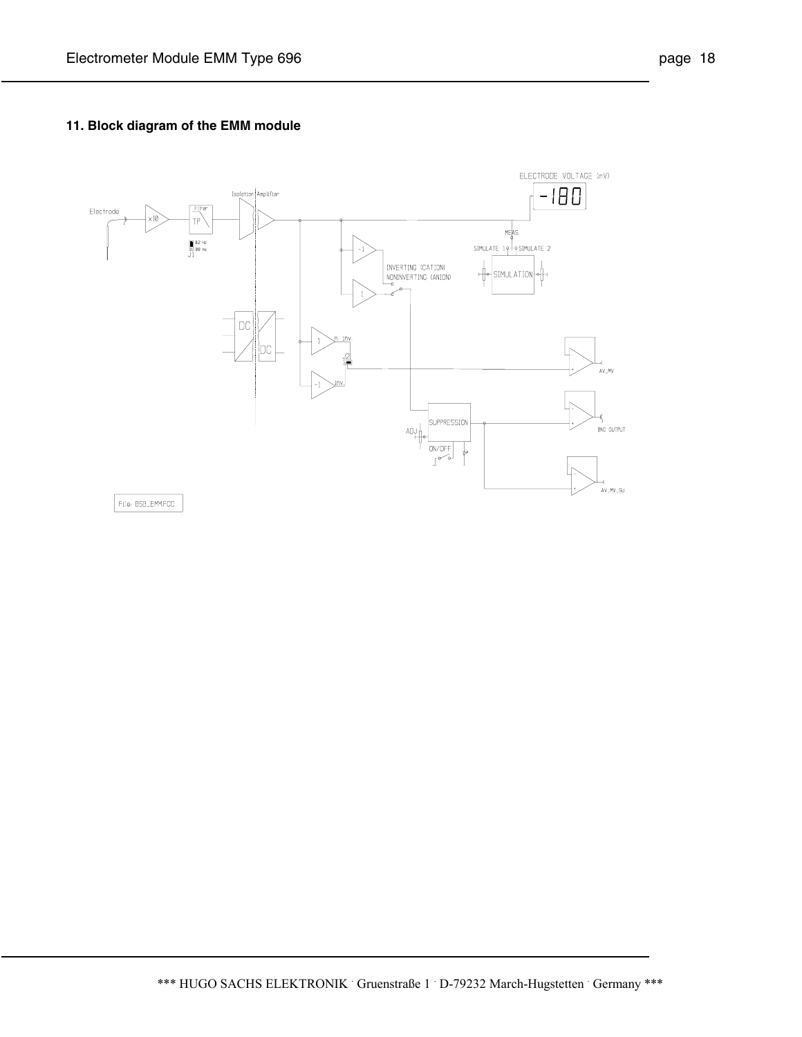## 11. Block diagram of the EMM module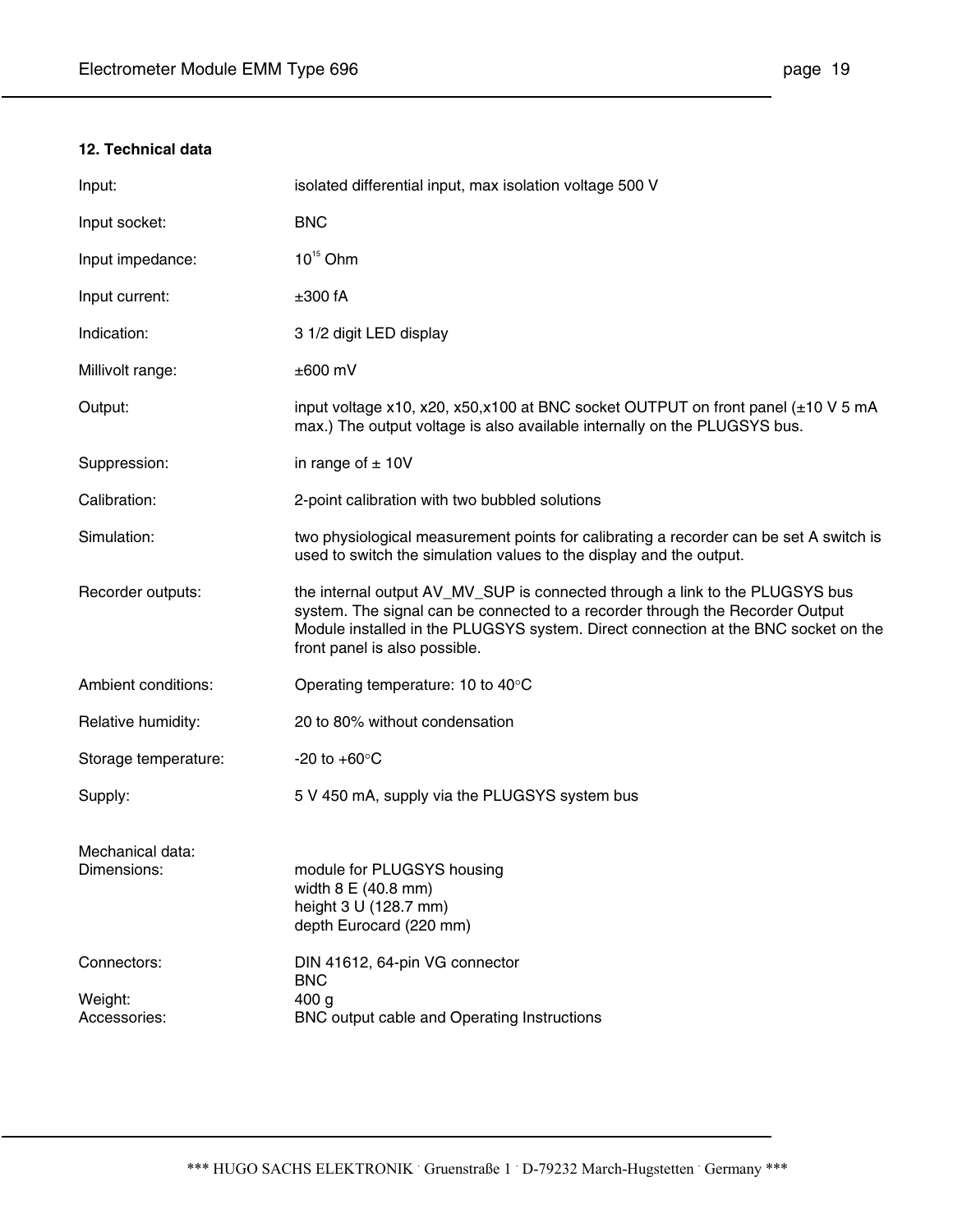## 12. Technical data

| | |
|---|---|
| Input: | isolated differential input, max isolation voltage 500 V |
| Input socket: | BNC |
| Input impedance: | $10^{15}$ Ohm |
| Input current: | ±300 fA |
| Indication: | 3 1/2 digit LED display |
| Millivolt range: | ±600 mV |
| Output: | input voltage x10, x20, x50,x100 at BNC socket OUTPUT on front panel (±10 V 5 mA max.) The output voltage is also available internally on the PLUGSYS bus. |
| Suppression: | in range of ± 10V |
| Calibration: | 2-point calibration with two bubbled solutions |
| Simulation: | two physiological measurement points for calibrating a recorder can be set A switch is used to switch the simulation values to the display and the output. |
| Recorder outputs: | the internal output AV_MV_SUP is connected through a link to the PLUGSYS bus system. The signal can be connected to a recorder through the Recorder Output Module installed in the PLUGSYS system. Direct connection at the BNC socket on the front panel is also possible. |
| Ambient conditions: | Operating temperature: 10 to 40°C |
| Relative humidity: | 20 to 80% without condensation |
| Storage temperature: | -20 to +60°C |
| Supply: | 5 V 450 mA, supply via the PLUGSYS system bus |

Mechanical data:

| | |
|---|---|
| Dimensions: | module for PLUGSYS housing<br>width 8 E (40.8 mm)<br>height 3 U (128.7 mm)<br>depth Eurocard (220 mm) |
| Connectors: | DIN 41612, 64-pin VG connector<br>BNC |
| Weight: | 400 g |
| Accessories: | BNC output cable and Operating Instructions |